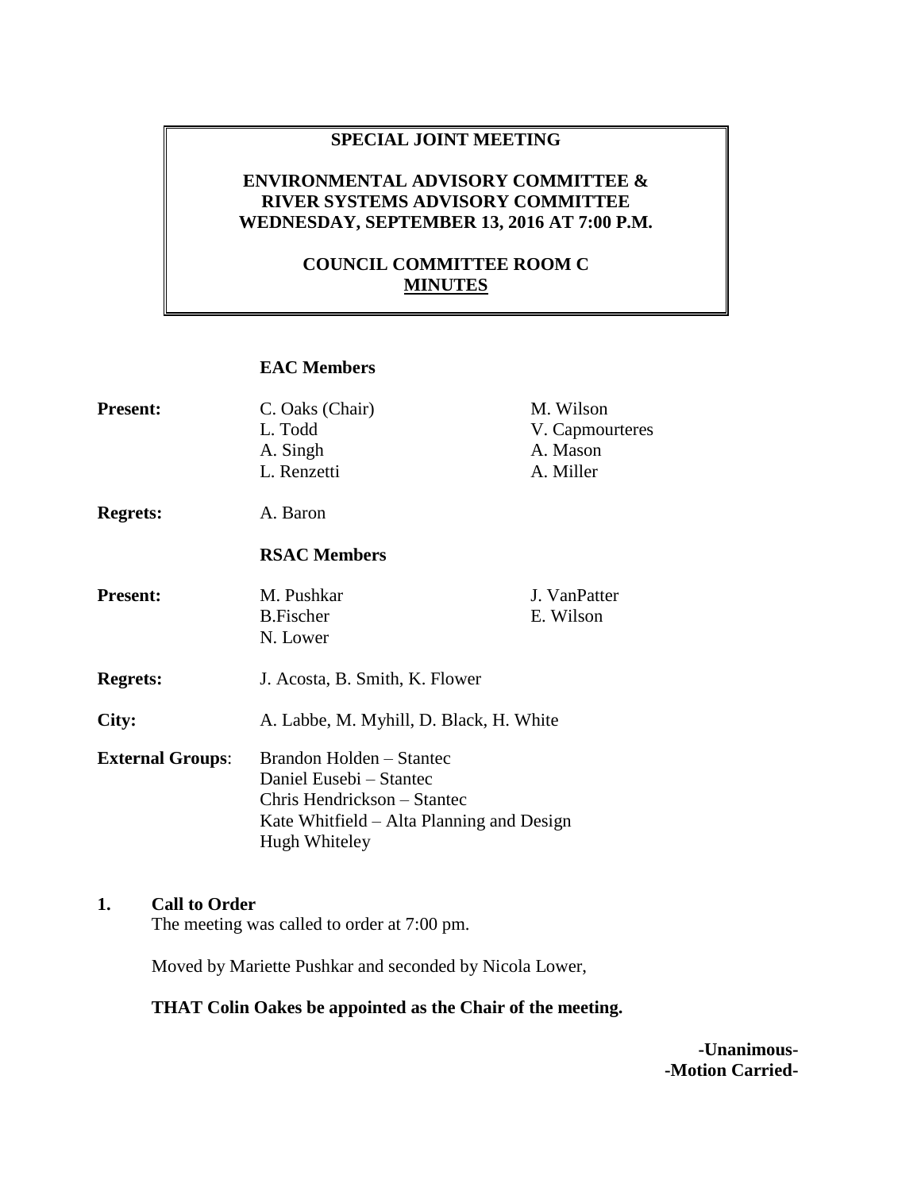**SPECIAL JOINT MEETING**

**ENVIRONMENTAL ADVISORY COMMITTEE & RIVER SYSTEMS ADVISORY COMMITTEE WEDNESDAY, SEPTEMBER 13, 2016 AT 7:00 P.M.**

**COUNCIL COMMITTEE ROOM C**
**MINUTES**

**EAC Members**

| | | |
|---|---|---|
| **Present:** | C. Oaks (Chair) | M. Wilson |
| | L. Todd | V. Capmourteres |
| | A. Singh | A. Mason |
| | L. Renzetti | A. Miller |
| **Regrets:** | A. Baron | |

**RSAC Members**

| | | |
|---|---|---|
| **Present:** | M. Pushkar | J. VanPatter |
| | B.Fischer | E. Wilson |
| | N. Lower | |
| **Regrets:** | J. Acosta, B. Smith, K. Flower | |
| **City:** | A. Labbe, M. Myhill, D. Black, H. White | |
| **External Groups**: | Brandon Holden – Stantec | |
| | Daniel Eusebi – Stantec | |
| | Chris Hendrickson – Stantec | |
| | Kate Whitfield – Alta Planning and Design | |
| | Hugh Whiteley | |

## 1. Call to Order

The meeting was called to order at 7:00 pm.

Moved by Mariette Pushkar and seconded by Nicola Lower,

**THAT Colin Oakes be appointed as the Chair of the meeting.**

**-Unanimous-**
**-Motion Carried-**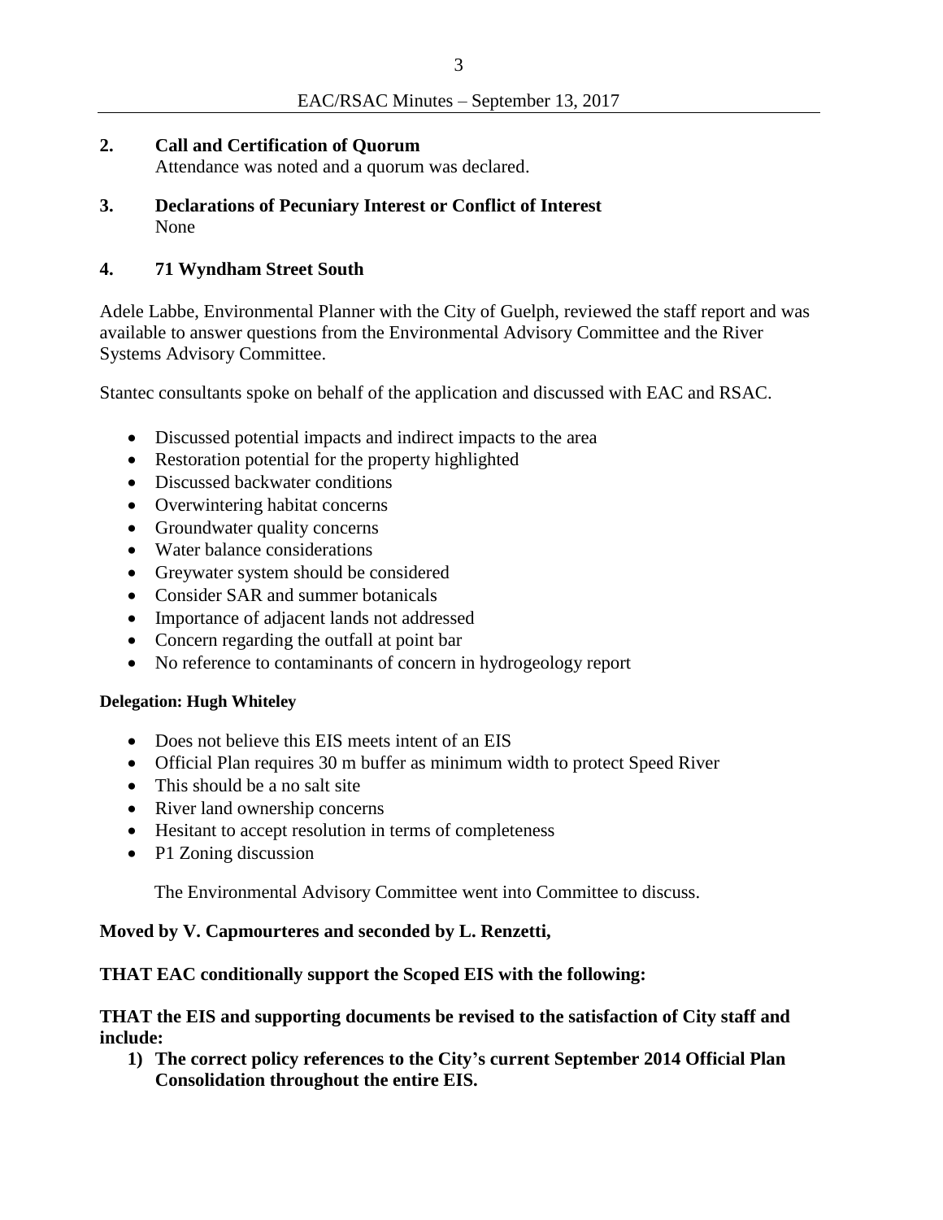## 2. Call and Certification of Quorum

Attendance was noted and a quorum was declared.

## 3. Declarations of Pecuniary Interest or Conflict of Interest

None

## 4. 71 Wyndham Street South

Adele Labbe, Environmental Planner with the City of Guelph, reviewed the staff report and was available to answer questions from the Environmental Advisory Committee and the River Systems Advisory Committee.

Stantec consultants spoke on behalf of the application and discussed with EAC and RSAC.

- Discussed potential impacts and indirect impacts to the area
- Restoration potential for the property highlighted
- Discussed backwater conditions
- Overwintering habitat concerns
- Groundwater quality concerns
- Water balance considerations
- Greywater system should be considered
- Consider SAR and summer botanicals
- Importance of adjacent lands not addressed
- Concern regarding the outfall at point bar
- No reference to contaminants of concern in hydrogeology report

**Delegation: Hugh Whiteley**

- Does not believe this EIS meets intent of an EIS
- Official Plan requires 30 m buffer as minimum width to protect Speed River
- This should be a no salt site
- River land ownership concerns
- Hesitant to accept resolution in terms of completeness
- P1 Zoning discussion

The Environmental Advisory Committee went into Committee to discuss.

**Moved by V. Capmourteres and seconded by L. Renzetti,**

**THAT EAC conditionally support the Scoped EIS with the following:**

**THAT the EIS and supporting documents be revised to the satisfaction of City staff and include:**

1) **The correct policy references to the City's current September 2014 Official Plan Consolidation throughout the entire EIS.**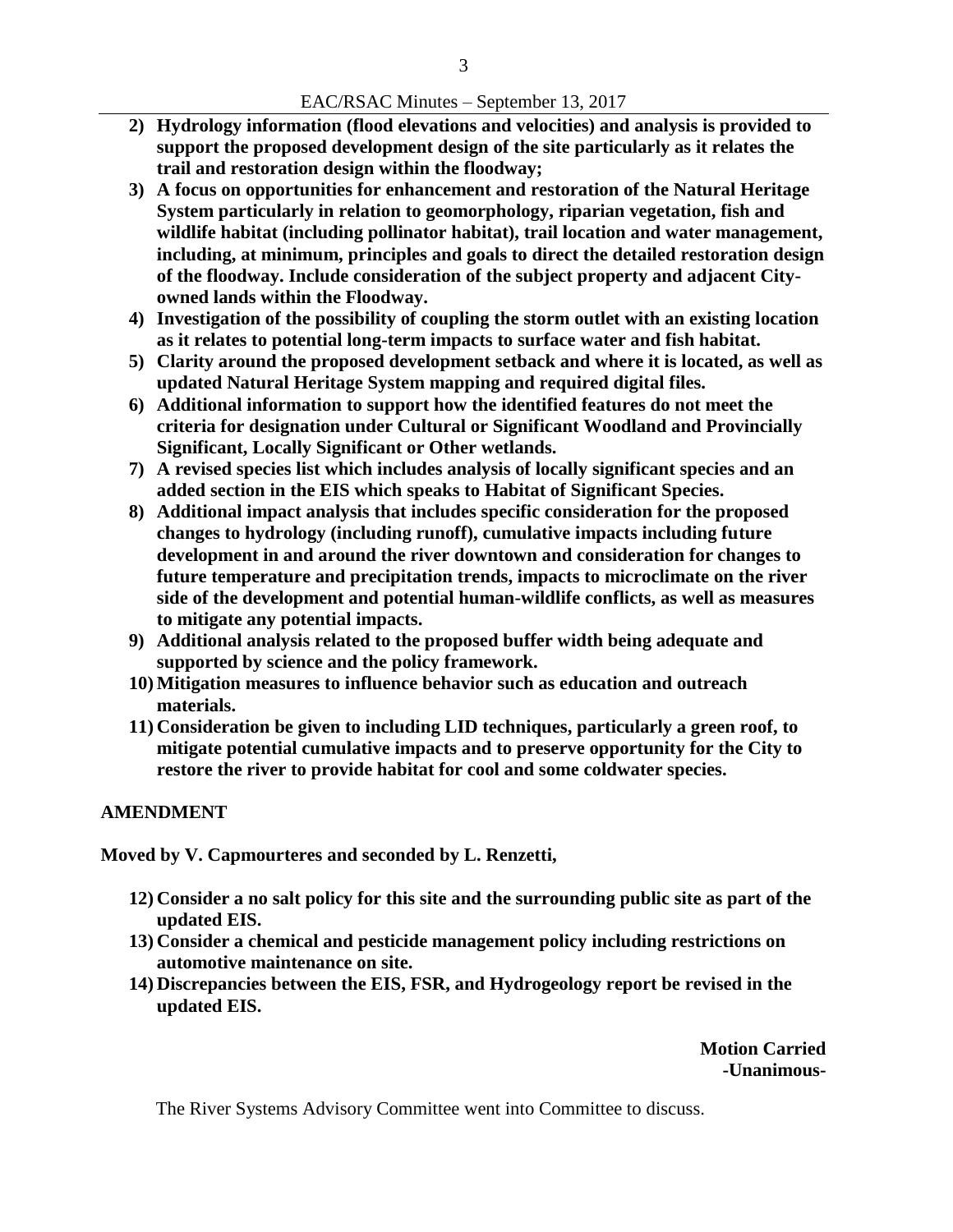2) **Hydrology information (flood elevations and velocities) and analysis is provided to support the proposed development design of the site particularly as it relates the trail and restoration design within the floodway;**
3) **A focus on opportunities for enhancement and restoration of the Natural Heritage System particularly in relation to geomorphology, riparian vegetation, fish and wildlife habitat (including pollinator habitat), trail location and water management, including, at minimum, principles and goals to direct the detailed restoration design of the floodway. Include consideration of the subject property and adjacent City-owned lands within the Floodway.**
4) **Investigation of the possibility of coupling the storm outlet with an existing location as it relates to potential long-term impacts to surface water and fish habitat.**
5) **Clarity around the proposed development setback and where it is located, as well as updated Natural Heritage System mapping and required digital files.**
6) **Additional information to support how the identified features do not meet the criteria for designation under Cultural or Significant Woodland and Provincially Significant, Locally Significant or Other wetlands.**
7) **A revised species list which includes analysis of locally significant species and an added section in the EIS which speaks to Habitat of Significant Species.**
8) **Additional impact analysis that includes specific consideration for the proposed changes to hydrology (including runoff), cumulative impacts including future development in and around the river downtown and consideration for changes to future temperature and precipitation trends, impacts to microclimate on the river side of the development and potential human-wildlife conflicts, as well as measures to mitigate any potential impacts.**
9) **Additional analysis related to the proposed buffer width being adequate and supported by science and the policy framework.**
10) **Mitigation measures to influence behavior such as education and outreach materials.**
11) **Consideration be given to including LID techniques, particularly a green roof, to mitigate potential cumulative impacts and to preserve opportunity for the City to restore the river to provide habitat for cool and some coldwater species.**

**AMENDMENT**

**Moved by V. Capmourteres and seconded by L. Renzetti,**

12) **Consider a no salt policy for this site and the surrounding public site as part of the updated EIS.**
13) **Consider a chemical and pesticide management policy including restrictions on automotive maintenance on site.**
14) **Discrepancies between the EIS, FSR, and Hydrogeology report be revised in the updated EIS.**

**Motion Carried**
**-Unanimous-**

The River Systems Advisory Committee went into Committee to discuss.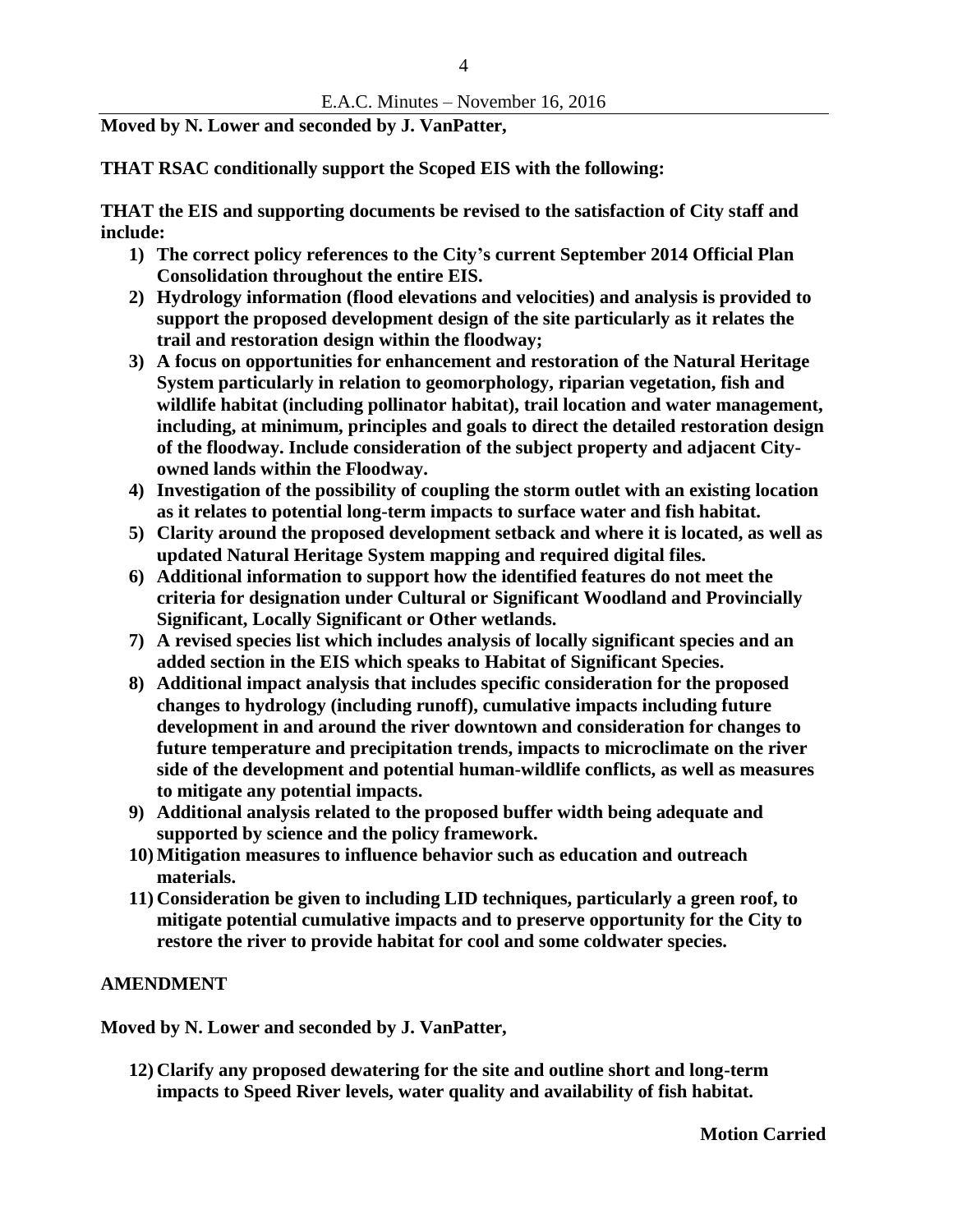**Moved by N. Lower and seconded by J. VanPatter,**

**THAT RSAC conditionally support the Scoped EIS with the following:**

**THAT the EIS and supporting documents be revised to the satisfaction of City staff and include:**

1) **The correct policy references to the City's current September 2014 Official Plan Consolidation throughout the entire EIS.**
2) **Hydrology information (flood elevations and velocities) and analysis is provided to support the proposed development design of the site particularly as it relates the trail and restoration design within the floodway;**
3) **A focus on opportunities for enhancement and restoration of the Natural Heritage System particularly in relation to geomorphology, riparian vegetation, fish and wildlife habitat (including pollinator habitat), trail location and water management, including, at minimum, principles and goals to direct the detailed restoration design of the floodway. Include consideration of the subject property and adjacent City-owned lands within the Floodway.**
4) **Investigation of the possibility of coupling the storm outlet with an existing location as it relates to potential long-term impacts to surface water and fish habitat.**
5) **Clarity around the proposed development setback and where it is located, as well as updated Natural Heritage System mapping and required digital files.**
6) **Additional information to support how the identified features do not meet the criteria for designation under Cultural or Significant Woodland and Provincially Significant, Locally Significant or Other wetlands.**
7) **A revised species list which includes analysis of locally significant species and an added section in the EIS which speaks to Habitat of Significant Species.**
8) **Additional impact analysis that includes specific consideration for the proposed changes to hydrology (including runoff), cumulative impacts including future development in and around the river downtown and consideration for changes to future temperature and precipitation trends, impacts to microclimate on the river side of the development and potential human-wildlife conflicts, as well as measures to mitigate any potential impacts.**
9) **Additional analysis related to the proposed buffer width being adequate and supported by science and the policy framework.**
10) **Mitigation measures to influence behavior such as education and outreach materials.**
11) **Consideration be given to including LID techniques, particularly a green roof, to mitigate potential cumulative impacts and to preserve opportunity for the City to restore the river to provide habitat for cool and some coldwater species.**

**AMENDMENT**

**Moved by N. Lower and seconded by J. VanPatter,**

12) **Clarify any proposed dewatering for the site and outline short and long-term impacts to Speed River levels, water quality and availability of fish habitat.**

**Motion Carried**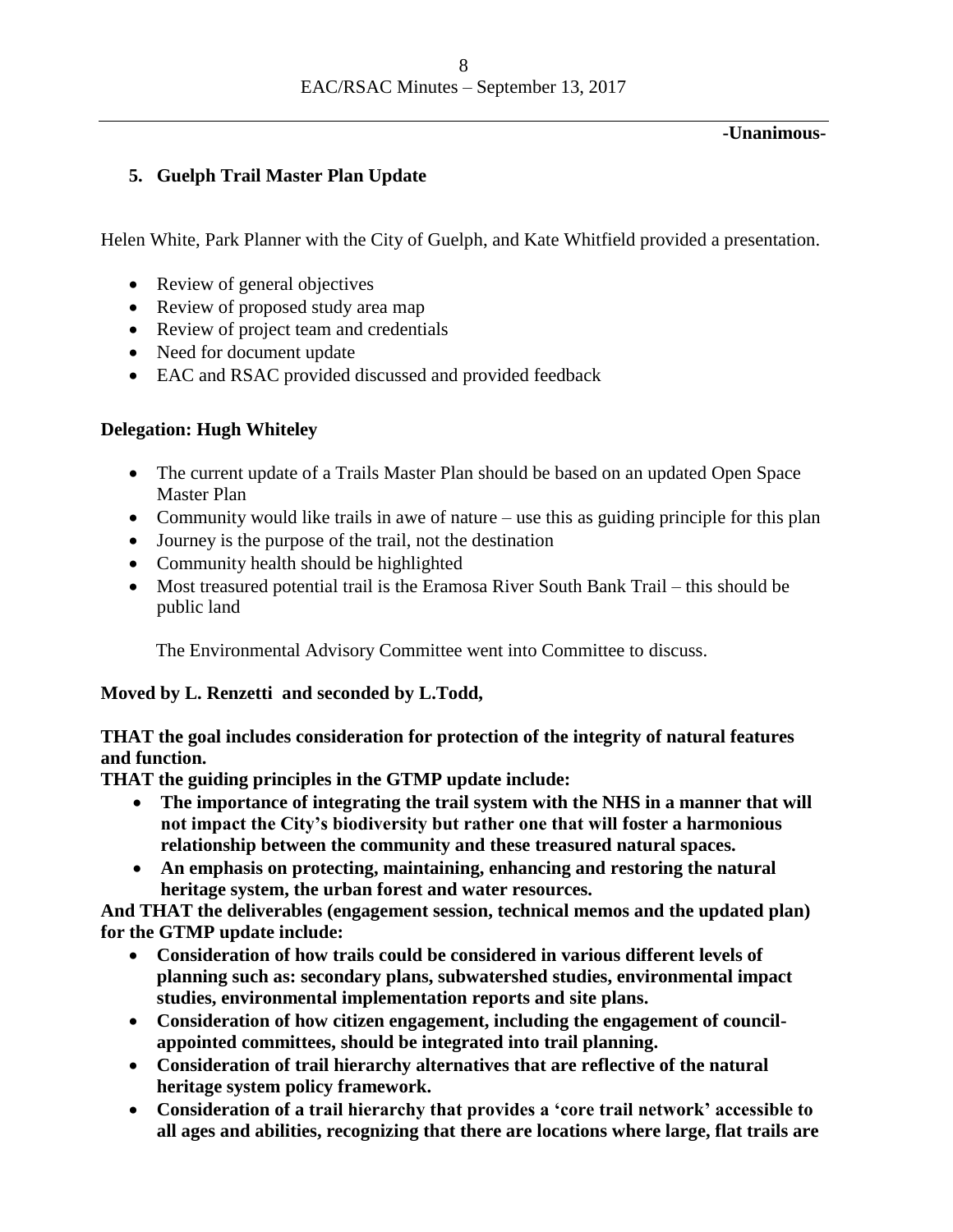-Unanimous-

**5. Guelph Trail Master Plan Update**

Helen White, Park Planner with the City of Guelph, and Kate Whitfield provided a presentation.

- Review of general objectives
- Review of proposed study area map
- Review of project team and credentials
- Need for document update
- EAC and RSAC provided discussed and provided feedback

**Delegation: Hugh Whiteley**

- The current update of a Trails Master Plan should be based on an updated Open Space Master Plan
- Community would like trails in awe of nature – use this as guiding principle for this plan
- Journey is the purpose of the trail, not the destination
- Community health should be highlighted
- Most treasured potential trail is the Eramosa River South Bank Trail – this should be public land

The Environmental Advisory Committee went into Committee to discuss.

**Moved by L. Renzetti and seconded by L.Todd,**

**THAT the goal includes consideration for protection of the integrity of natural features and function.**

**THAT the guiding principles in the GTMP update include:**

- **The importance of integrating the trail system with the NHS in a manner that will not impact the City's biodiversity but rather one that will foster a harmonious relationship between the community and these treasured natural spaces.**
- **An emphasis on protecting, maintaining, enhancing and restoring the natural heritage system, the urban forest and water resources.**

**And THAT the deliverables (engagement session, technical memos and the updated plan) for the GTMP update include:**

- **Consideration of how trails could be considered in various different levels of planning such as: secondary plans, subwatershed studies, environmental impact studies, environmental implementation reports and site plans.**
- **Consideration of how citizen engagement, including the engagement of council-appointed committees, should be integrated into trail planning.**
- **Consideration of trail hierarchy alternatives that are reflective of the natural heritage system policy framework.**
- **Consideration of a trail hierarchy that provides a 'core trail network' accessible to all ages and abilities, recognizing that there are locations where large, flat trails are**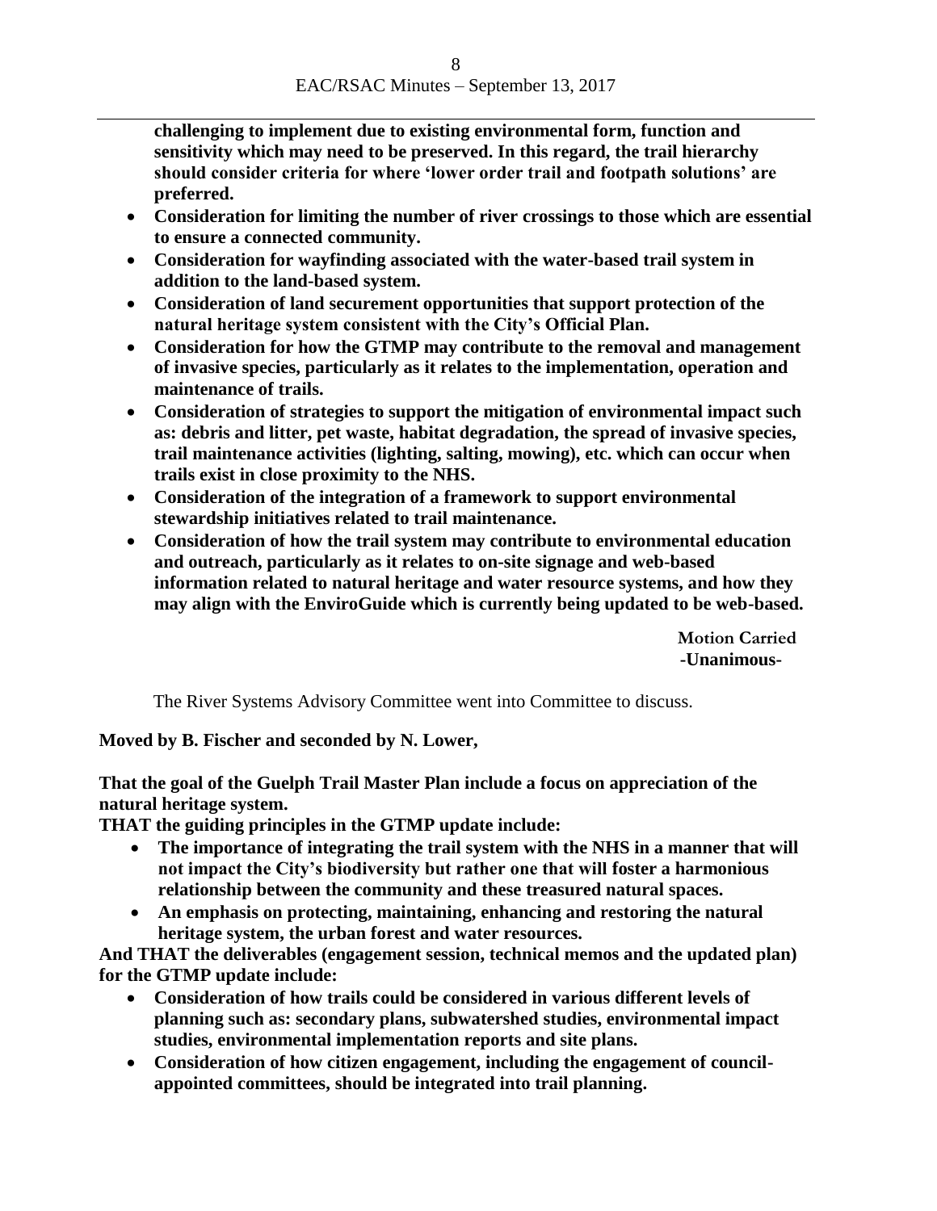**challenging to implement due to existing environmental form, function and sensitivity which may need to be preserved. In this regard, the trail hierarchy should consider criteria for where 'lower order trail and footpath solutions' are preferred.**

- **Consideration for limiting the number of river crossings to those which are essential to ensure a connected community.**
- **Consideration for wayfinding associated with the water-based trail system in addition to the land-based system.**
- **Consideration of land securement opportunities that support protection of the natural heritage system consistent with the City's Official Plan.**
- **Consideration for how the GTMP may contribute to the removal and management of invasive species, particularly as it relates to the implementation, operation and maintenance of trails.**
- **Consideration of strategies to support the mitigation of environmental impact such as: debris and litter, pet waste, habitat degradation, the spread of invasive species, trail maintenance activities (lighting, salting, mowing), etc. which can occur when trails exist in close proximity to the NHS.**
- **Consideration of the integration of a framework to support environmental stewardship initiatives related to trail maintenance.**
- **Consideration of how the trail system may contribute to environmental education and outreach, particularly as it relates to on-site signage and web-based information related to natural heritage and water resource systems, and how they may align with the EnviroGuide which is currently being updated to be web-based.**

**Motion Carried**
**-Unanimous-**

The River Systems Advisory Committee went into Committee to discuss.

**Moved by B. Fischer and seconded by N. Lower,**

**That the goal of the Guelph Trail Master Plan include a focus on appreciation of the natural heritage system.**

**THAT the guiding principles in the GTMP update include:**

- **The importance of integrating the trail system with the NHS in a manner that will not impact the City's biodiversity but rather one that will foster a harmonious relationship between the community and these treasured natural spaces.**
- **An emphasis on protecting, maintaining, enhancing and restoring the natural heritage system, the urban forest and water resources.**

**And THAT the deliverables (engagement session, technical memos and the updated plan) for the GTMP update include:**

- **Consideration of how trails could be considered in various different levels of planning such as: secondary plans, subwatershed studies, environmental impact studies, environmental implementation reports and site plans.**
- **Consideration of how citizen engagement, including the engagement of council-appointed committees, should be integrated into trail planning.**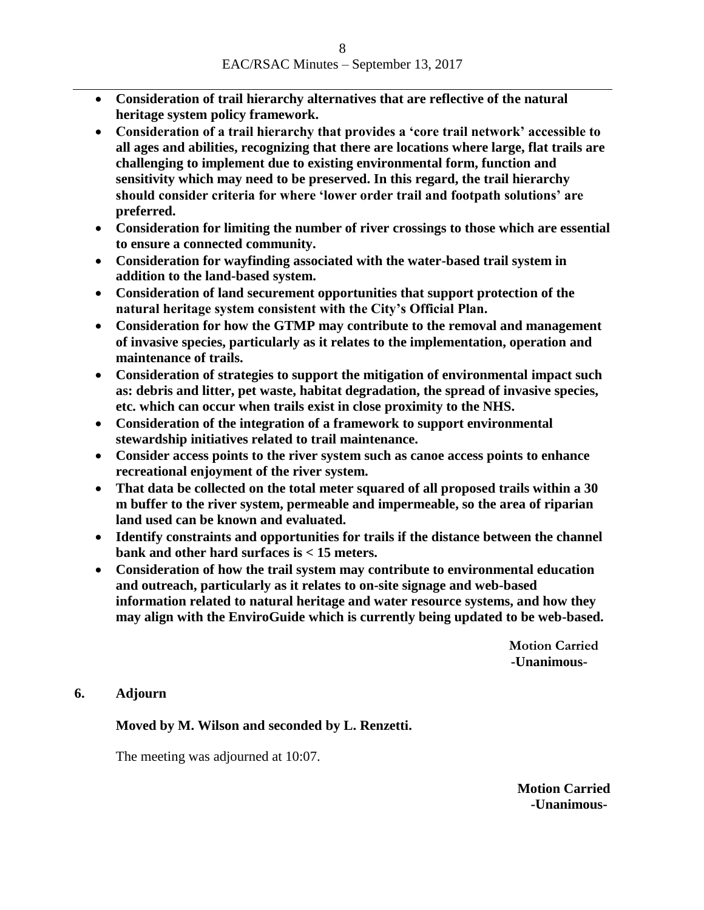- **Consideration of trail hierarchy alternatives that are reflective of the natural heritage system policy framework.**
- **Consideration of a trail hierarchy that provides a 'core trail network' accessible to all ages and abilities, recognizing that there are locations where large, flat trails are challenging to implement due to existing environmental form, function and sensitivity which may need to be preserved. In this regard, the trail hierarchy should consider criteria for where 'lower order trail and footpath solutions' are preferred.**
- **Consideration for limiting the number of river crossings to those which are essential to ensure a connected community.**
- **Consideration for wayfinding associated with the water-based trail system in addition to the land-based system.**
- **Consideration of land securement opportunities that support protection of the natural heritage system consistent with the City's Official Plan.**
- **Consideration for how the GTMP may contribute to the removal and management of invasive species, particularly as it relates to the implementation, operation and maintenance of trails.**
- **Consideration of strategies to support the mitigation of environmental impact such as: debris and litter, pet waste, habitat degradation, the spread of invasive species, etc. which can occur when trails exist in close proximity to the NHS.**
- **Consideration of the integration of a framework to support environmental stewardship initiatives related to trail maintenance.**
- **Consider access points to the river system such as canoe access points to enhance recreational enjoyment of the river system.**
- **That data be collected on the total meter squared of all proposed trails within a 30 m buffer to the river system, permeable and impermeable, so the area of riparian land used can be known and evaluated.**
- **Identify constraints and opportunities for trails if the distance between the channel bank and other hard surfaces is < 15 meters.**
- **Consideration of how the trail system may contribute to environmental education and outreach, particularly as it relates to on-site signage and web-based information related to natural heritage and water resource systems, and how they may align with the EnviroGuide which is currently being updated to be web-based.**

**Motion Carried**
**-Unanimous-**

## 6. Adjourn

**Moved by M. Wilson and seconded by L. Renzetti.**

The meeting was adjourned at 10:07.

**Motion Carried**
**-Unanimous-**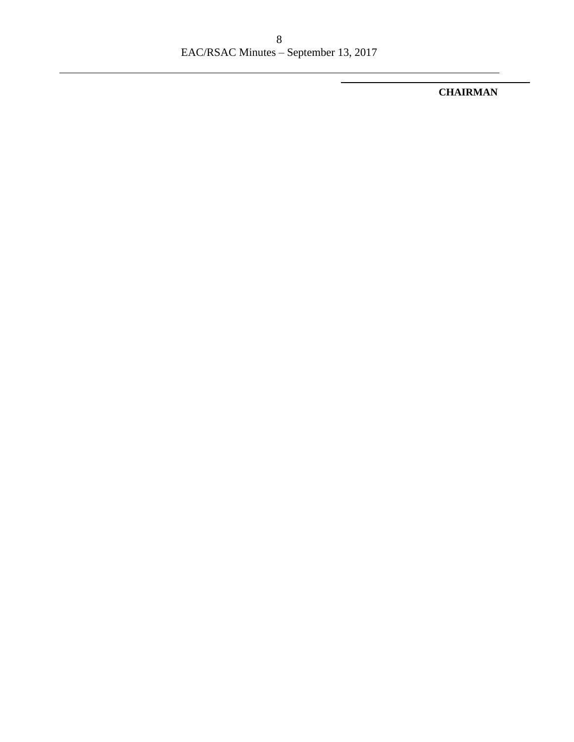**CHAIRMAN**